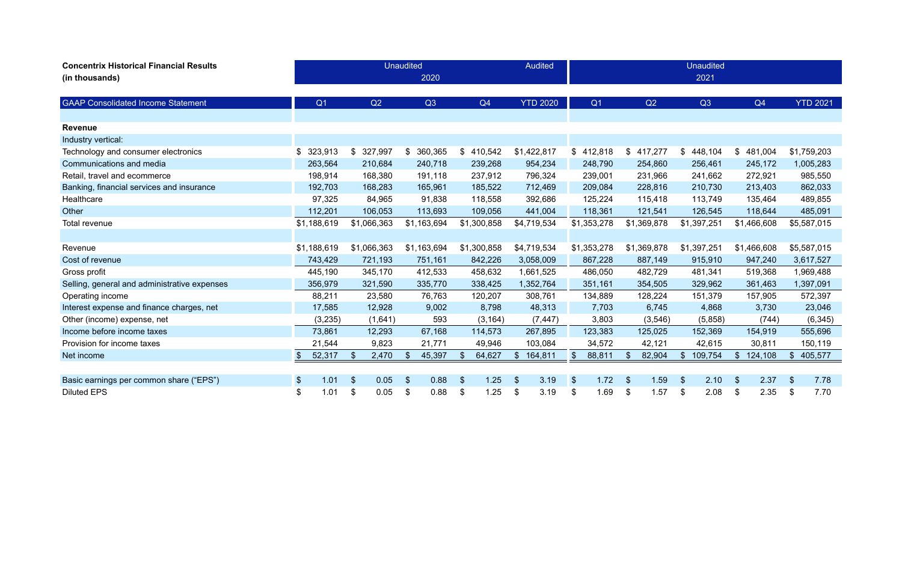**Concentrix Historical Financial Results**
**(in thousands)**

| GAAP Consolidated Income Statement | Q1 2020 (Unaudited) | Q2 2020 (Unaudited) | Q3 2020 (Unaudited) | Q4 2020 (Unaudited) | YTD 2020 (Audited) | Q1 2021 (Unaudited) | Q2 2021 (Unaudited) | Q3 2021 (Unaudited) | Q4 2021 (Unaudited) | YTD 2021 (Unaudited) |
|---|---|---|---|---|---|---|---|---|---|---|
| **Revenue** | | | | | | | | | | |
| Industry vertical: | | | | | | | | | | |
| Technology and consumer electronics | $ 323,913 | $ 327,997 | $ 360,365 | $ 410,542 | $1,422,817 | $ 412,818 | $ 417,277 | $ 448,104 | $ 481,004 | $1,759,203 |
| Communications and media | 263,564 | 210,684 | 240,718 | 239,268 | 954,234 | 248,790 | 254,860 | 256,461 | 245,172 | 1,005,283 |
| Retail, travel and ecommerce | 198,914 | 168,380 | 191,118 | 237,912 | 796,324 | 239,001 | 231,966 | 241,662 | 272,921 | 985,550 |
| Banking, financial services and insurance | 192,703 | 168,283 | 165,961 | 185,522 | 712,469 | 209,084 | 228,816 | 210,730 | 213,403 | 862,033 |
| Healthcare | 97,325 | 84,965 | 91,838 | 118,558 | 392,686 | 125,224 | 115,418 | 113,749 | 135,464 | 489,855 |
| Other | 112,201 | 106,053 | 113,693 | 109,056 | 441,004 | 118,361 | 121,541 | 126,545 | 118,644 | 485,091 |
| Total revenue | $1,188,619 | $1,066,363 | $1,163,694 | $1,300,858 | $4,719,534 | $1,353,278 | $1,369,878 | $1,397,251 | $1,466,608 | $5,587,015 |
| | | | | | | | | | | |
| Revenue | $1,188,619 | $1,066,363 | $1,163,694 | $1,300,858 | $4,719,534 | $1,353,278 | $1,369,878 | $1,397,251 | $1,466,608 | $5,587,015 |
| Cost of revenue | 743,429 | 721,193 | 751,161 | 842,226 | 3,058,009 | 867,228 | 887,149 | 915,910 | 947,240 | 3,617,527 |
| Gross profit | 445,190 | 345,170 | 412,533 | 458,632 | 1,661,525 | 486,050 | 482,729 | 481,341 | 519,368 | 1,969,488 |
| Selling, general and administrative expenses | 356,979 | 321,590 | 335,770 | 338,425 | 1,352,764 | 351,161 | 354,505 | 329,962 | 361,463 | 1,397,091 |
| Operating income | 88,211 | 23,580 | 76,763 | 120,207 | 308,761 | 134,889 | 128,224 | 151,379 | 157,905 | 572,397 |
| Interest expense and finance charges, net | 17,585 | 12,928 | 9,002 | 8,798 | 48,313 | 7,703 | 6,745 | 4,868 | 3,730 | 23,046 |
| Other (income) expense, net | (3,235) | (1,641) | 593 | (3,164) | (7,447) | 3,803 | (3,546) | (5,858) | (744) | (6,345) |
| Income before income taxes | 73,861 | 12,293 | 67,168 | 114,573 | 267,895 | 123,383 | 125,025 | 152,369 | 154,919 | 555,696 |
| Provision for income taxes | 21,544 | 9,823 | 21,771 | 49,946 | 103,084 | 34,572 | 42,121 | 42,615 | 30,811 | 150,119 |
| Net income | $ 52,317 | $ 2,470 | $ 45,397 | $ 64,627 | $ 164,811 | $ 88,811 | $ 82,904 | $ 109,754 | $ 124,108 | $ 405,577 |
| | | | | | | | | | | |
| Basic earnings per common share (“EPS”) | $ 1.01 | $ 0.05 | $ 0.88 | $ 1.25 | $ 3.19 | $ 1.72 | $ 1.59 | $ 2.10 | $ 2.37 | $ 7.78 |
| Diluted EPS | $ 1.01 | $ 0.05 | $ 0.88 | $ 1.25 | $ 3.19 | $ 1.69 | $ 1.57 | $ 2.08 | $ 2.35 | $ 7.70 |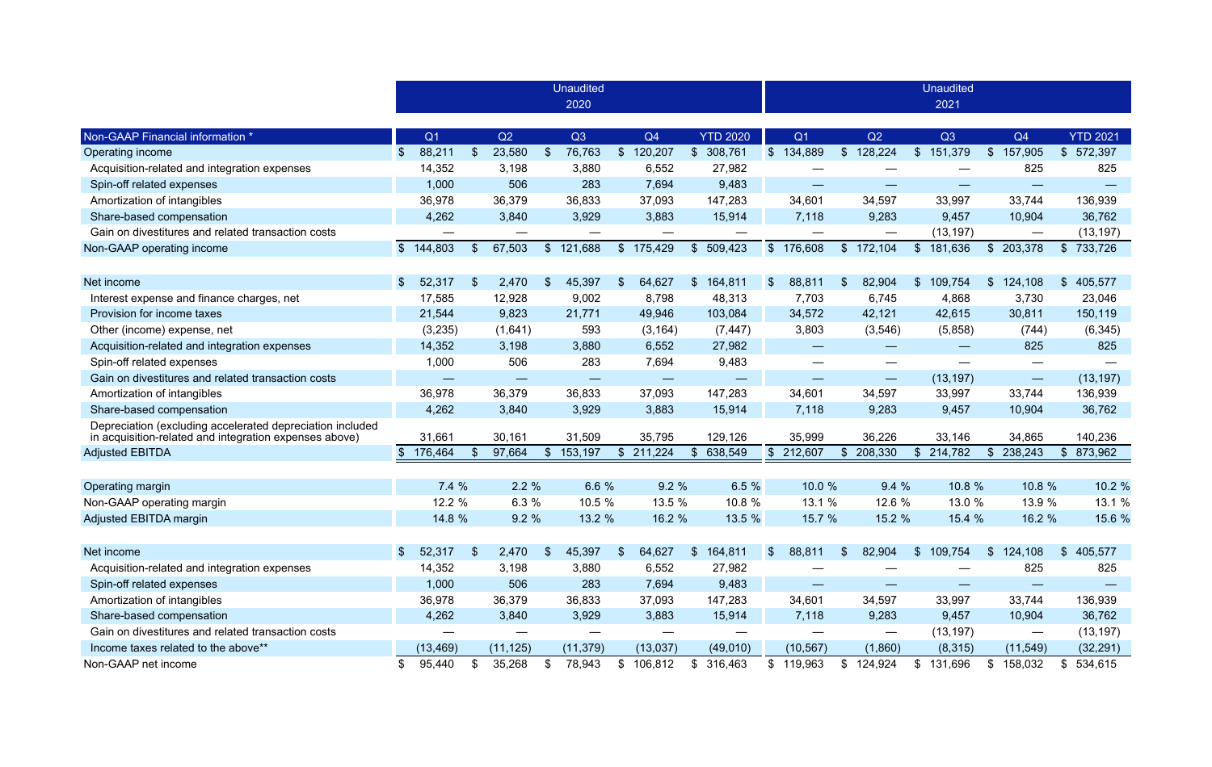| Non-GAAP Financial information * | Unaudited 2020 Q1 | Q2 | Q3 | Q4 | YTD 2020 | Unaudited 2021 Q1 | Q2 | Q3 | Q4 | YTD 2021 |
|---|---|---|---|---|---|---|---|---|---|---|
| Operating income | $ 88,211 | $ 23,580 | $ 76,763 | $ 120,207 | $ 308,761 | $ 134,889 | $ 128,224 | $ 151,379 | $ 157,905 | $ 572,397 |
| Acquisition-related and integration expenses | 14,352 | 3,198 | 3,880 | 6,552 | 27,982 | — | — | — | 825 | 825 |
| Spin-off related expenses | 1,000 | 506 | 283 | 7,694 | 9,483 | — | — | — | — | — |
| Amortization of intangibles | 36,978 | 36,379 | 36,833 | 37,093 | 147,283 | 34,601 | 34,597 | 33,997 | 33,744 | 136,939 |
| Share-based compensation | 4,262 | 3,840 | 3,929 | 3,883 | 15,914 | 7,118 | 9,283 | 9,457 | 10,904 | 36,762 |
| Gain on divestitures and related transaction costs | — | — | — | — | — | — | — | (13,197) | — | (13,197) |
| Non-GAAP operating income | $ 144,803 | $ 67,503 | $ 121,688 | $ 175,429 | $ 509,423 | $ 176,608 | $ 172,104 | $ 181,636 | $ 203,378 | $ 733,726 |
| | | | | | | | | | | |
| Net income | $ 52,317 | $ 2,470 | $ 45,397 | $ 64,627 | $ 164,811 | $ 88,811 | $ 82,904 | $ 109,754 | $ 124,108 | $ 405,577 |
| Interest expense and finance charges, net | 17,585 | 12,928 | 9,002 | 8,798 | 48,313 | 7,703 | 6,745 | 4,868 | 3,730 | 23,046 |
| Provision for income taxes | 21,544 | 9,823 | 21,771 | 49,946 | 103,084 | 34,572 | 42,121 | 42,615 | 30,811 | 150,119 |
| Other (income) expense, net | (3,235) | (1,641) | 593 | (3,164) | (7,447) | 3,803 | (3,546) | (5,858) | (744) | (6,345) |
| Acquisition-related and integration expenses | 14,352 | 3,198 | 3,880 | 6,552 | 27,982 | — | — | — | 825 | 825 |
| Spin-off related expenses | 1,000 | 506 | 283 | 7,694 | 9,483 | — | — | — | — | — |
| Gain on divestitures and related transaction costs | — | — | — | — | — | — | — | (13,197) | — | (13,197) |
| Amortization of intangibles | 36,978 | 36,379 | 36,833 | 37,093 | 147,283 | 34,601 | 34,597 | 33,997 | 33,744 | 136,939 |
| Share-based compensation | 4,262 | 3,840 | 3,929 | 3,883 | 15,914 | 7,118 | 9,283 | 9,457 | 10,904 | 36,762 |
| Depreciation (excluding accelerated depreciation included in acquisition-related and integration expenses above) | 31,661 | 30,161 | 31,509 | 35,795 | 129,126 | 35,999 | 36,226 | 33,146 | 34,865 | 140,236 |
| Adjusted EBITDA | $ 176,464 | $ 97,664 | $ 153,197 | $ 211,224 | $ 638,549 | $ 212,607 | $ 208,330 | $ 214,782 | $ 238,243 | $ 873,962 |
| | | | | | | | | | | |
| Operating margin | 7.4 % | 2.2 % | 6.6 % | 9.2 % | 6.5 % | 10.0 % | 9.4 % | 10.8 % | 10.8 % | 10.2 % |
| Non-GAAP operating margin | 12.2 % | 6.3 % | 10.5 % | 13.5 % | 10.8 % | 13.1 % | 12.6 % | 13.0 % | 13.9 % | 13.1 % |
| Adjusted EBITDA margin | 14.8 % | 9.2 % | 13.2 % | 16.2 % | 13.5 % | 15.7 % | 15.2 % | 15.4 % | 16.2 % | 15.6 % |
| | | | | | | | | | | |
| Net income | $ 52,317 | $ 2,470 | $ 45,397 | $ 64,627 | $ 164,811 | $ 88,811 | $ 82,904 | $ 109,754 | $ 124,108 | $ 405,577 |
| Acquisition-related and integration expenses | 14,352 | 3,198 | 3,880 | 6,552 | 27,982 | — | — | — | 825 | 825 |
| Spin-off related expenses | 1,000 | 506 | 283 | 7,694 | 9,483 | — | — | — | — | — |
| Amortization of intangibles | 36,978 | 36,379 | 36,833 | 37,093 | 147,283 | 34,601 | 34,597 | 33,997 | 33,744 | 136,939 |
| Share-based compensation | 4,262 | 3,840 | 3,929 | 3,883 | 15,914 | 7,118 | 9,283 | 9,457 | 10,904 | 36,762 |
| Gain on divestitures and related transaction costs | — | — | — | — | — | — | — | (13,197) | — | (13,197) |
| Income taxes related to the above** | (13,469) | (11,125) | (11,379) | (13,037) | (49,010) | (10,567) | (1,860) | (8,315) | (11,549) | (32,291) |
| Non-GAAP net income | $ 95,440 | $ 35,268 | $ 78,943 | $ 106,812 | $ 316,463 | $ 119,963 | $ 124,924 | $ 131,696 | $ 158,032 | $ 534,615 |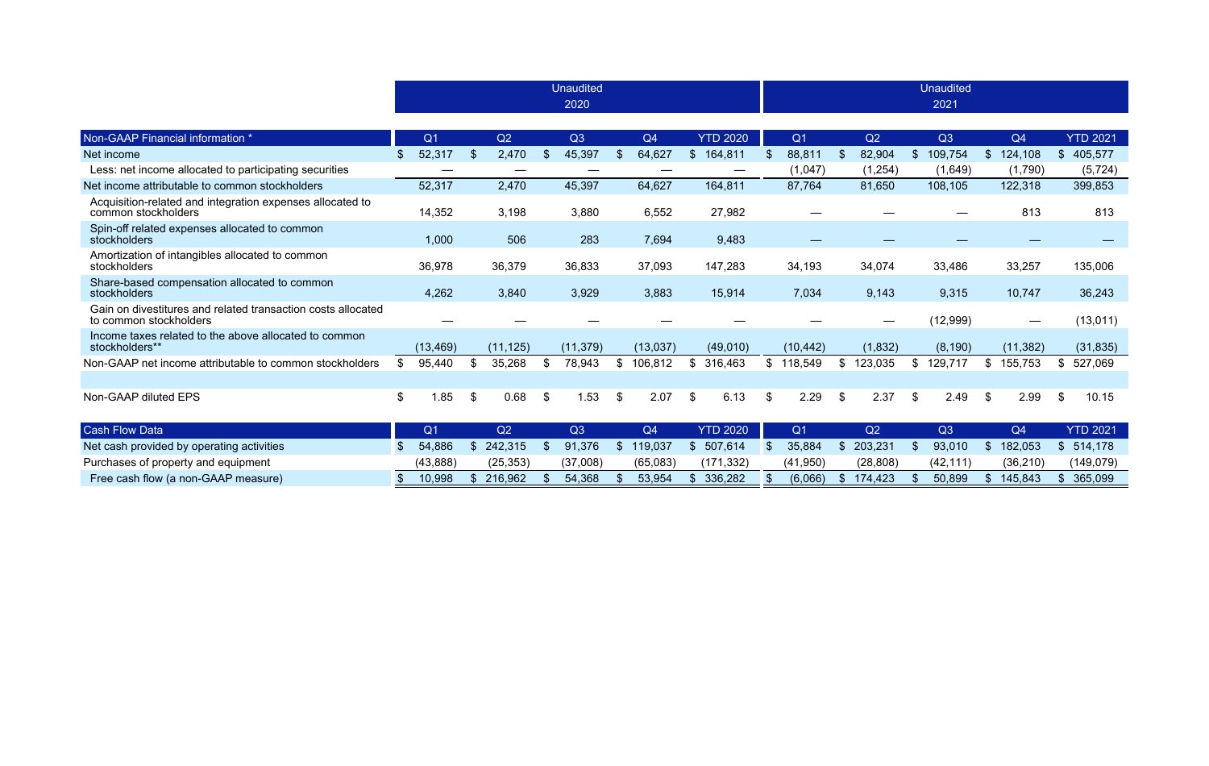| | Unaudited 2020 | | | | | Unaudited 2021 | | | | |
|---|---|---|---|---|---|---|---|---|---|---|
| Non-GAAP Financial information * | Q1 | Q2 | Q3 | Q4 | YTD 2020 | Q1 | Q2 | Q3 | Q4 | YTD 2021 |
| Net income | $ 52,317 | $ 2,470 | $ 45,397 | $ 64,627 | $ 164,811 | $ 88,811 | $ 82,904 | $ 109,754 | $ 124,108 | $ 405,577 |
| Less: net income allocated to participating securities | — | — | — | — | — | (1,047) | (1,254) | (1,649) | (1,790) | (5,724) |
| Net income attributable to common stockholders | 52,317 | 2,470 | 45,397 | 64,627 | 164,811 | 87,764 | 81,650 | 108,105 | 122,318 | 399,853 |
| Acquisition-related and integration expenses allocated to common stockholders | 14,352 | 3,198 | 3,880 | 6,552 | 27,982 | — | — | — | 813 | 813 |
| Spin-off related expenses allocated to common stockholders | 1,000 | 506 | 283 | 7,694 | 9,483 | — | — | — | — | — |
| Amortization of intangibles allocated to common stockholders | 36,978 | 36,379 | 36,833 | 37,093 | 147,283 | 34,193 | 34,074 | 33,486 | 33,257 | 135,006 |
| Share-based compensation allocated to common stockholders | 4,262 | 3,840 | 3,929 | 3,883 | 15,914 | 7,034 | 9,143 | 9,315 | 10,747 | 36,243 |
| Gain on divestitures and related transaction costs allocated to common stockholders | — | — | — | — | — | — | — | (12,999) | — | (13,011) |
| Income taxes related to the above allocated to common stockholders** | (13,469) | (11,125) | (11,379) | (13,037) | (49,010) | (10,442) | (1,832) | (8,190) | (11,382) | (31,835) |
| Non-GAAP net income attributable to common stockholders | $ 95,440 | $ 35,268 | $ 78,943 | $ 106,812 | $ 316,463 | $ 118,549 | $ 123,035 | $ 129,717 | $ 155,753 | $ 527,069 |
| | | | | | | | | | | |
| Non-GAAP diluted EPS | $ 1.85 | $ 0.68 | $ 1.53 | $ 2.07 | $ 6.13 | $ 2.29 | $ 2.37 | $ 2.49 | $ 2.99 | $ 10.15 |

| Cash Flow Data | Q1 | Q2 | Q3 | Q4 | YTD 2020 | Q1 | Q2 | Q3 | Q4 | YTD 2021 |
|---|---|---|---|---|---|---|---|---|---|---|
| Net cash provided by operating activities | $ 54,886 | $ 242,315 | $ 91,376 | $ 119,037 | $ 507,614 | $ 35,884 | $ 203,231 | $ 93,010 | $ 182,053 | $ 514,178 |
| Purchases of property and equipment | (43,888) | (25,353) | (37,008) | (65,083) | (171,332) | (41,950) | (28,808) | (42,111) | (36,210) | (149,079) |
| Free cash flow (a non-GAAP measure) | $ 10,998 | $ 216,962 | $ 54,368 | $ 53,954 | $ 336,282 | $ (6,066) | $ 174,423 | $ 50,899 | $ 145,843 | $ 365,099 |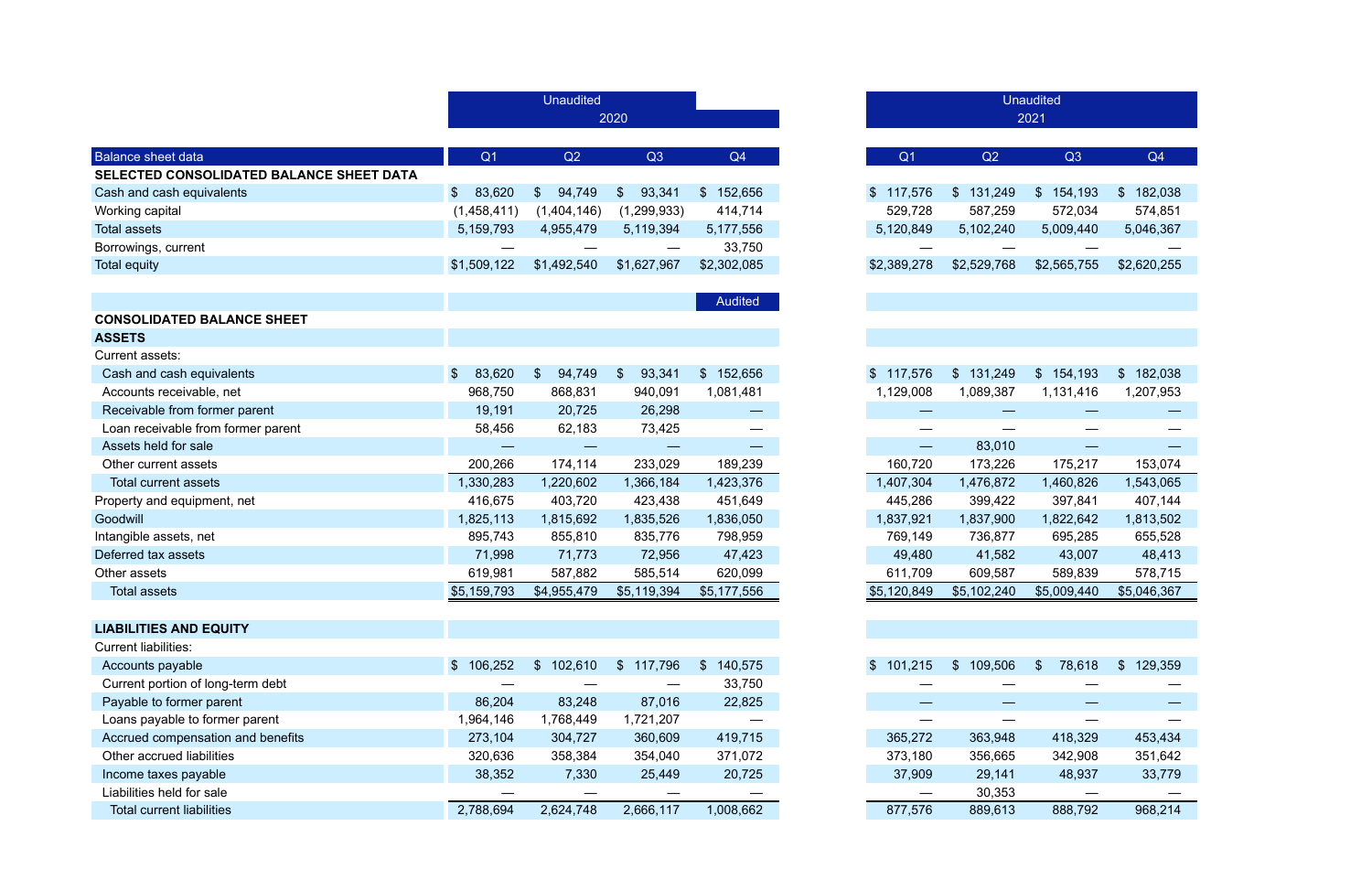| Balance sheet data | 2020 Q1 (Unaudited) | 2020 Q2 (Unaudited) | 2020 Q3 (Unaudited) | 2020 Q4 | 2021 Q1 (Unaudited) | 2021 Q2 (Unaudited) | 2021 Q3 (Unaudited) | 2021 Q4 (Unaudited) |
|---|---|---|---|---|---|---|---|---|
| **SELECTED CONSOLIDATED BALANCE SHEET DATA** | | | | | | | | |
| Cash and cash equivalents | $ 83,620 | $ 94,749 | $ 93,341 | $ 152,656 | $ 117,576 | $ 131,249 | $ 154,193 | $ 182,038 |
| Working capital | (1,458,411) | (1,404,146) | (1,299,933) | 414,714 | 529,728 | 587,259 | 572,034 | 574,851 |
| Total assets | 5,159,793 | 4,955,479 | 5,119,394 | 5,177,556 | 5,120,849 | 5,102,240 | 5,009,440 | 5,046,367 |
| Borrowings, current | — | — | — | 33,750 | — | — | — | — |
| Total equity | $1,509,122 | $1,492,540 | $1,627,967 | $2,302,085 | $2,389,278 | $2,529,768 | $2,565,755 | $2,620,255 |
| | | | | Audited | | | | |
| **CONSOLIDATED BALANCE SHEET** | | | | | | | | |
| **ASSETS** | | | | | | | | |
| Current assets: | | | | | | | | |
| Cash and cash equivalents | $ 83,620 | $ 94,749 | $ 93,341 | $ 152,656 | $ 117,576 | $ 131,249 | $ 154,193 | $ 182,038 |
| Accounts receivable, net | 968,750 | 868,831 | 940,091 | 1,081,481 | 1,129,008 | 1,089,387 | 1,131,416 | 1,207,953 |
| Receivable from former parent | 19,191 | 20,725 | 26,298 | — | — | — | — | — |
| Loan receivable from former parent | 58,456 | 62,183 | 73,425 | — | — | — | — | — |
| Assets held for sale | — | — | — | — | — | 83,010 | — | — |
| Other current assets | 200,266 | 174,114 | 233,029 | 189,239 | 160,720 | 173,226 | 175,217 | 153,074 |
| Total current assets | 1,330,283 | 1,220,602 | 1,366,184 | 1,423,376 | 1,407,304 | 1,476,872 | 1,460,826 | 1,543,065 |
| Property and equipment, net | 416,675 | 403,720 | 423,438 | 451,649 | 445,286 | 399,422 | 397,841 | 407,144 |
| Goodwill | 1,825,113 | 1,815,692 | 1,835,526 | 1,836,050 | 1,837,921 | 1,837,900 | 1,822,642 | 1,813,502 |
| Intangible assets, net | 895,743 | 855,810 | 835,776 | 798,959 | 769,149 | 736,877 | 695,285 | 655,528 |
| Deferred tax assets | 71,998 | 71,773 | 72,956 | 47,423 | 49,480 | 41,582 | 43,007 | 48,413 |
| Other assets | 619,981 | 587,882 | 585,514 | 620,099 | 611,709 | 609,587 | 589,839 | 578,715 |
| Total assets | $5,159,793 | $4,955,479 | $5,119,394 | $5,177,556 | $5,120,849 | $5,102,240 | $5,009,440 | $5,046,367 |
| **LIABILITIES AND EQUITY** | | | | | | | | |
| Current liabilities: | | | | | | | | |
| Accounts payable | $ 106,252 | $ 102,610 | $ 117,796 | $ 140,575 | $ 101,215 | $ 109,506 | $ 78,618 | $ 129,359 |
| Current portion of long-term debt | — | — | — | 33,750 | — | — | — | — |
| Payable to former parent | 86,204 | 83,248 | 87,016 | 22,825 | — | — | — | — |
| Loans payable to former parent | 1,964,146 | 1,768,449 | 1,721,207 | — | — | — | — | — |
| Accrued compensation and benefits | 273,104 | 304,727 | 360,609 | 419,715 | 365,272 | 363,948 | 418,329 | 453,434 |
| Other accrued liabilities | 320,636 | 358,384 | 354,040 | 371,072 | 373,180 | 356,665 | 342,908 | 351,642 |
| Income taxes payable | 38,352 | 7,330 | 25,449 | 20,725 | 37,909 | 29,141 | 48,937 | 33,779 |
| Liabilities held for sale | — | — | — | — | — | 30,353 | — | — |
| Total current liabilities | 2,788,694 | 2,624,748 | 2,666,117 | 1,008,662 | 877,576 | 889,613 | 888,792 | 968,214 |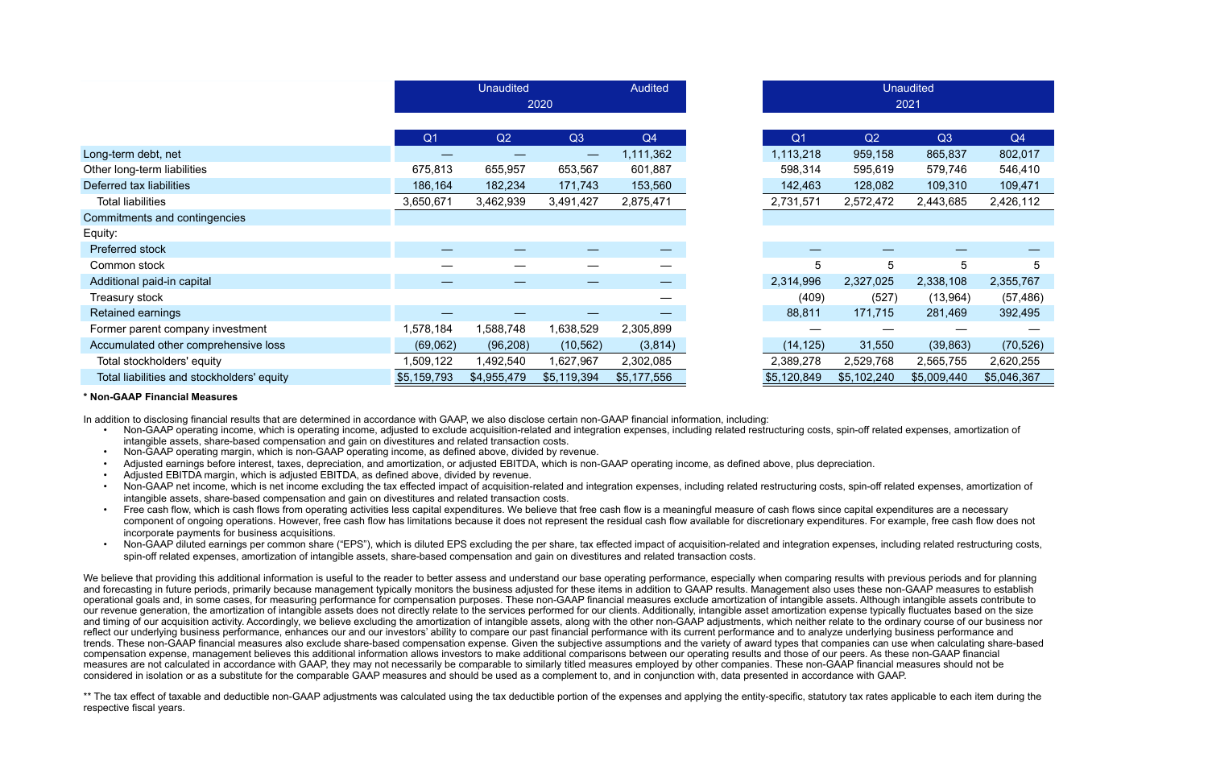| | Unaudited | | | Audited | Unaudited | | | |
|---|---|---|---|---|---|---|---|---|
| | 2020 | | | | 2021 | | | |
| | Q1 | Q2 | Q3 | Q4 | Q1 | Q2 | Q3 | Q4 |
| Long-term debt, net | — | — | — | 1,111,362 | 1,113,218 | 959,158 | 865,837 | 802,017 |
| Other long-term liabilities | 675,813 | 655,957 | 653,567 | 601,887 | 598,314 | 595,619 | 579,746 | 546,410 |
| Deferred tax liabilities | 186,164 | 182,234 | 171,743 | 153,560 | 142,463 | 128,082 | 109,310 | 109,471 |
| Total liabilities | 3,650,671 | 3,462,939 | 3,491,427 | 2,875,471 | 2,731,571 | 2,572,472 | 2,443,685 | 2,426,112 |
| Commitments and contingencies | | | | | | | | |
| Equity: | | | | | | | | |
| Preferred stock | — | — | — | — | — | — | — | — |
| Common stock | — | — | — | — | 5 | 5 | 5 | 5 |
| Additional paid-in capital | — | — | — | — | 2,314,996 | 2,327,025 | 2,338,108 | 2,355,767 |
| Treasury stock | | | | — | (409) | (527) | (13,964) | (57,486) |
| Retained earnings | — | — | — | — | 88,811 | 171,715 | 281,469 | 392,495 |
| Former parent company investment | 1,578,184 | 1,588,748 | 1,638,529 | 2,305,899 | — | — | — | — |
| Accumulated other comprehensive loss | (69,062) | (96,208) | (10,562) | (3,814) | (14,125) | 31,550 | (39,863) | (70,526) |
| Total stockholders' equity | 1,509,122 | 1,492,540 | 1,627,967 | 2,302,085 | 2,389,278 | 2,529,768 | 2,565,755 | 2,620,255 |
| Total liabilities and stockholders' equity | $5,159,793 | $4,955,479 | $5,119,394 | $5,177,556 | $5,120,849 | $5,102,240 | $5,009,440 | $5,046,367 |

**\* Non-GAAP Financial Measures**

In addition to disclosing financial results that are determined in accordance with GAAP, we also disclose certain non-GAAP financial information, including:

- Non-GAAP operating income, which is operating income, adjusted to exclude acquisition-related and integration expenses, including related restructuring costs, spin-off related expenses, amortization of intangible assets, share-based compensation and gain on divestitures and related transaction costs.
- Non-GAAP operating margin, which is non-GAAP operating income, as defined above, divided by revenue.
- Adjusted earnings before interest, taxes, depreciation, and amortization, or adjusted EBITDA, which is non-GAAP operating income, as defined above, plus depreciation.
- Adjusted EBITDA margin, which is adjusted EBITDA, as defined above, divided by revenue.
- Non-GAAP net income, which is net income excluding the tax effected impact of acquisition-related and integration expenses, including related restructuring costs, spin-off related expenses, amortization of intangible assets, share-based compensation and gain on divestitures and related transaction costs.
- Free cash flow, which is cash flows from operating activities less capital expenditures. We believe that free cash flow is a meaningful measure of cash flows since capital expenditures are a necessary component of ongoing operations. However, free cash flow has limitations because it does not represent the residual cash flow available for discretionary expenditures. For example, free cash flow does not incorporate payments for business acquisitions.
- Non-GAAP diluted earnings per common share ("EPS"), which is diluted EPS excluding the per share, tax effected impact of acquisition-related and integration expenses, including related restructuring costs, spin-off related expenses, amortization of intangible assets, share-based compensation and gain on divestitures and related transaction costs.

We believe that providing this additional information is useful to the reader to better assess and understand our base operating performance, especially when comparing results with previous periods and for planning and forecasting in future periods, primarily because management typically monitors the business adjusted for these items in addition to GAAP results. Management also uses these non-GAAP measures to establish operational goals and, in some cases, for measuring performance for compensation purposes. These non-GAAP financial measures exclude amortization of intangible assets. Although intangible assets contribute to our revenue generation, the amortization of intangible assets does not directly relate to the services performed for our clients. Additionally, intangible asset amortization expense typically fluctuates based on the size and timing of our acquisition activity. Accordingly, we believe excluding the amortization of intangible assets, along with the other non-GAAP adjustments, which neither relate to the ordinary course of our business nor reflect our underlying business performance, enhances our and our investors' ability to compare our past financial performance with its current performance and to analyze underlying business performance and trends. These non-GAAP financial measures also exclude share-based compensation expense. Given the subjective assumptions and the variety of award types that companies can use when calculating share-based compensation expense, management believes this additional information allows investors to make additional comparisons between our operating results and those of our peers. As these non-GAAP financial measures are not calculated in accordance with GAAP, they may not necessarily be comparable to similarly titled measures employed by other companies. These non-GAAP financial measures should not be considered in isolation or as a substitute for the comparable GAAP measures and should be used as a complement to, and in conjunction with, data presented in accordance with GAAP.

** The tax effect of taxable and deductible non-GAAP adjustments was calculated using the tax deductible portion of the expenses and applying the entity-specific, statutory tax rates applicable to each item during the respective fiscal years.